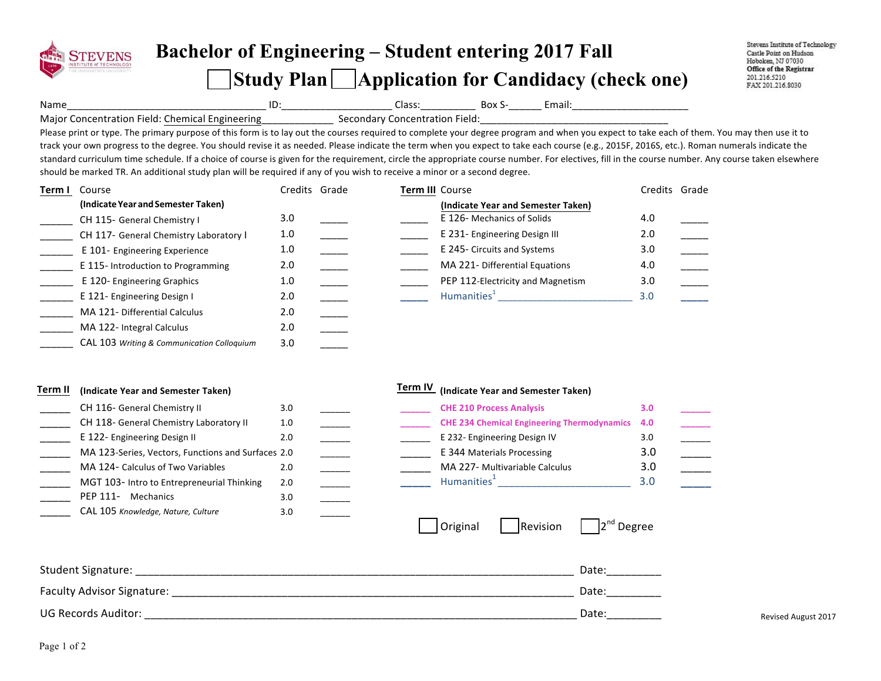# Bachelor of Engineering – Student entering 2017 Fall

## ☐ Study Plan ☐ Application for Candidacy (check one)

Stevens Institute of Technology
Castle Point on Hudson
Hoboken, NJ 07030
**Office of the Registrar**
201.216.5210
FAX 201.216.8030

Name___________________________________ ID:___________________ Class:__________ Box S-______ Email:_____________________

Major Concentration Field: Chemical Engineering_____________ Secondary Concentration Field:___________________________________

Please print or type. The primary purpose of this form is to lay out the courses required to complete your degree program and when you expect to take each of them. You may then use it to track your own progress to the degree. You should revise it as needed. Please indicate the term when you expect to take each course (e.g., 2015F, 2016S, etc.). Roman numerals indicate the standard curriculum time schedule. If a choice of course is given for the requirement, circle the appropriate course number. For electives, fill in the course number. Any course taken elsewhere should be marked TR. An additional study plan will be required if any of you wish to receive a minor or a second degree.

**Term I**

| Term | Course (Indicate Year and Semester Taken) | Credits | Grade |
|---|---|---|---|
| ______ | CH 115- General Chemistry I | 3.0 | _____ |
| ______ | CH 117- General Chemistry Laboratory I | 1.0 | _____ |
| ______ | E 101- Engineering Experience | 1.0 | _____ |
| ______ | E 115- Introduction to Programming | 2.0 | _____ |
| ______ | E 120- Engineering Graphics | 1.0 | _____ |
| ______ | E 121- Engineering Design I | 2.0 | _____ |
| ______ | MA 121- Differential Calculus | 2.0 | _____ |
| ______ | MA 122- Integral Calculus | 2.0 | _____ |
| ______ | CAL 103 *Writing & Communication Colloquium* | 3.0 | _____ |

**Term II**

| Term | Course (Indicate Year and Semester Taken) | Credits | Grade |
|---|---|---|---|
| ______ | CH 116- General Chemistry II | 3.0 | ______ |
| ______ | CH 118- General Chemistry Laboratory II | 1.0 | ______ |
| ______ | E 122- Engineering Design II | 2.0 | ______ |
| ______ | MA 123-Series, Vectors, Functions and Surfaces | 2.0 | ______ |
| ______ | MA 124- Calculus of Two Variables | 2.0 | ______ |
| ______ | MGT 103- Intro to Entrepreneurial Thinking | 2.0 | ______ |
| ______ | PEP 111- Mechanics | 3.0 | ______ |
| ______ | CAL 105 *Knowledge, Nature, Culture* | 3.0 | ______ |

**Term III**

| Term | Course (Indicate Year and Semester Taken) | Credits | Grade |
|---|---|---|---|
| ______ | E 126- Mechanics of Solids | 4.0 | _____ |
| ______ | E 231- Engineering Design III | 2.0 | _____ |
| ______ | E 245- Circuits and Systems | 3.0 | _____ |
| ______ | MA 221- Differential Equations | 4.0 | _____ |
| ______ | PEP 112-Electricity and Magnetism | 3.0 | _____ |
| _____ | Humanities[1] ________________________ | 3.0 | _____ |

**Term IV**

| Term | Course (Indicate Year and Semester Taken) | Credits | Grade |
|---|---|---|---|
| ______ | **CHE 210 Process Analysis** | **3.0** | ______ |
| ______ | **CHE 234 Chemical Engineering Thermodynamics** | **4.0** | ______ |
| ______ | E 232- Engineering Design IV | 3.0 | ______ |
| ______ | E 344 Materials Processing | 3.0 | ______ |
| ______ | MA 227- Multivariable Calculus | 3.0 | ______ |
| _____ | Humanities[1] ________________________ | 3.0 | _____ |

☐ Original ☐ Revision ☐ 2nd Degree

Student Signature: ________________________________________________________________ Date:_________

Faculty Advisor Signature: __________________________________________________________ Date:_________

UG Records Auditor: _______________________________________________________________ Date:_________

Revised August 2017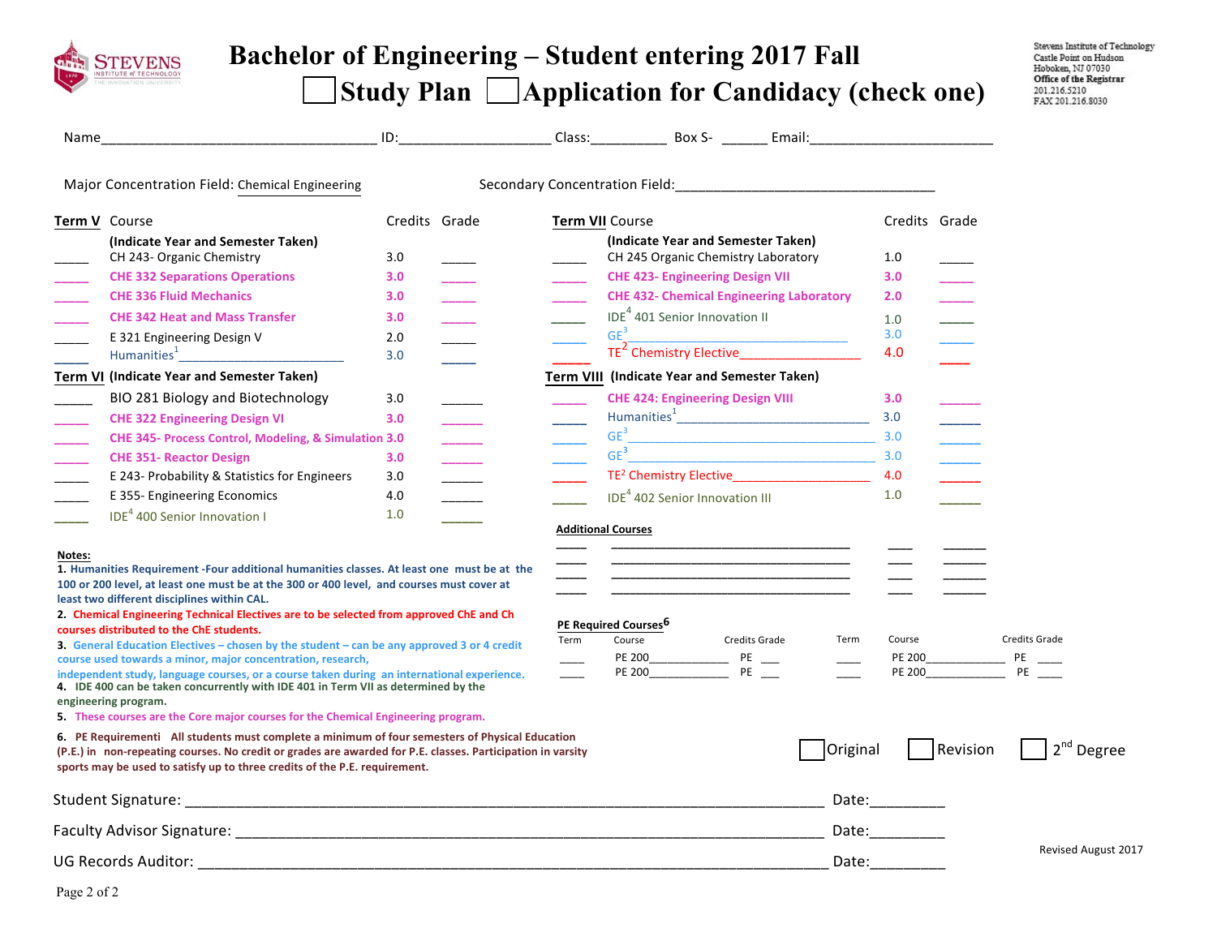STEVENS INSTITUTE of TECHNOLOGY THE INNOVATION UNIVERSITY

# Bachelor of Engineering – Student entering 2017 Fall

## ☐ Study Plan ☐ Application for Candidacy (check one)

Stevens Institute of Technology
Castle Point on Hudson
Hoboken, NJ 07030
Office of the Registrar
201.216.5210
FAX 201.216.8030

Name_________________________________ ID:__________________ Class:_________ Box S- ______ Email:_______________________

Major Concentration Field: Chemical Engineering Secondary Concentration Field:_________________________________

| Term V | Course | Credits | Grade |
|---|---|---|---|
| | **(Indicate Year and Semester Taken)** | | |
| _____ | CH 243- Organic Chemistry | 3.0 | _____ |
| _____ | **CHE 332 Separations Operations** | **3.0** | _____ |
| _____ | **CHE 336 Fluid Mechanics** | **3.0** | _____ |
| _____ | **CHE 342 Heat and Mass Transfer** | **3.0** | _____ |
| _____ | E 321 Engineering Design V | 2.0 | _____ |
| _____ | Humanities[1]________________________ | 3.0 | _____ |

| Term VI | Course | Credits | Grade |
|---|---|---|---|
| | **(Indicate Year and Semester Taken)** | | |
| _____ | BIO 281 Biology and Biotechnology | 3.0 | ______ |
| _____ | **CHE 322 Engineering Design VI** | **3.0** | ______ |
| _____ | **CHE 345- Process Control, Modeling, & Simulation** | **3.0** | ______ |
| _____ | **CHE 351- Reactor Design** | **3.0** | ______ |
| _____ | E 243- Probability & Statistics for Engineers | 3.0 | ______ |
| _____ | E 355- Engineering Economics | 4.0 | ______ |
| _____ | IDE[4] 400 Senior Innovation I | 1.0 | ______ |

| Term VII | Course | Credits | Grade |
|---|---|---|---|
| | **(Indicate Year and Semester Taken)** | | |
| _____ | CH 245 Organic Chemistry Laboratory | 1.0 | _____ |
| _____ | **CHE 423- Engineering Design VII** | **3.0** | _____ |
| _____ | **CHE 432- Chemical Engineering Laboratory** | **2.0** | _____ |
| _____ | IDE[4] 401 Senior Innovation II | 1.0 | _____ |
| _____ | GE[3]________________________________ | 3.0 | _____ |
| _____ | TE[2] Chemistry Elective________________ | 4.0 | _____ |

| Term VIII | Course | Credits | Grade |
|---|---|---|---|
| | **(Indicate Year and Semester Taken)** | | |
| _____ | **CHE 424: Engineering Design VIII** | **3.0** | ______ |
| _____ | Humanities[1]____________________________ | 3.0 | ______ |
| _____ | GE[3]___________________________________ | 3.0 | ______ |
| _____ | GE[3]___________________________________ | 3.0 | ______ |
| _____ | TE[2] Chemistry Elective_________________ | 4.0 | ______ |
| _____ | IDE[4] 402 Senior Innovation III | 1.0 | ______ |

**Additional Courses**

| | | | |
|---|---|---|---|
| _____ | ___________________________________ | ____ | ______ |
| _____ | ___________________________________ | ____ | ______ |
| _____ | ___________________________________ | ____ | ______ |
| _____ | ___________________________________ | ____ | ______ |

**PE Required Courses[6]**

| Term | Course | Credits | Grade | Term | Course | Credits | Grade |
|---|---|---|---|---|---|---|---|
| ____ | PE 200____________ | PE | ___ | ____ | PE 200____________ | PE | ____ |
| ____ | PE 200____________ | PE | ___ | ____ | PE 200____________ | PE | ____ |

**Notes:**

**1. Humanities Requirement -Four additional humanities classes. At least one must be at the 100 or 200 level, at least one must be at the 300 or 400 level, and courses must cover at least two different disciplines within CAL.**

**2. Chemical Engineering Technical Electives are to be selected from approved ChE and Ch courses distributed to the ChE students.**

**3. General Education Electives – chosen by the student – can be any approved 3 or 4 credit course used towards a minor, major concentration, research, independent study, language courses, or a course taken during an international experience.**

**4. IDE 400 can be taken concurrently with IDE 401 in Term VII as determined by the engineering program.**

**5. These courses are the Core major courses for the Chemical Engineering program.**

**6. PE Requirementi All students must complete a minimum of four semesters of Physical Education (P.E.) in non-repeating courses. No credit or grades are awarded for P.E. classes. Participation in varsity sports may be used to satisfy up to three credits of the P.E. requirement.**

☐ Original ☐ Revision ☐ 2[nd] Degree

Student Signature: ________________________________________________________________ Date:_________

Faculty Advisor Signature: __________________________________________________________ Date:_________

UG Records Auditor: _______________________________________________________________ Date:_________

Revised August 2017